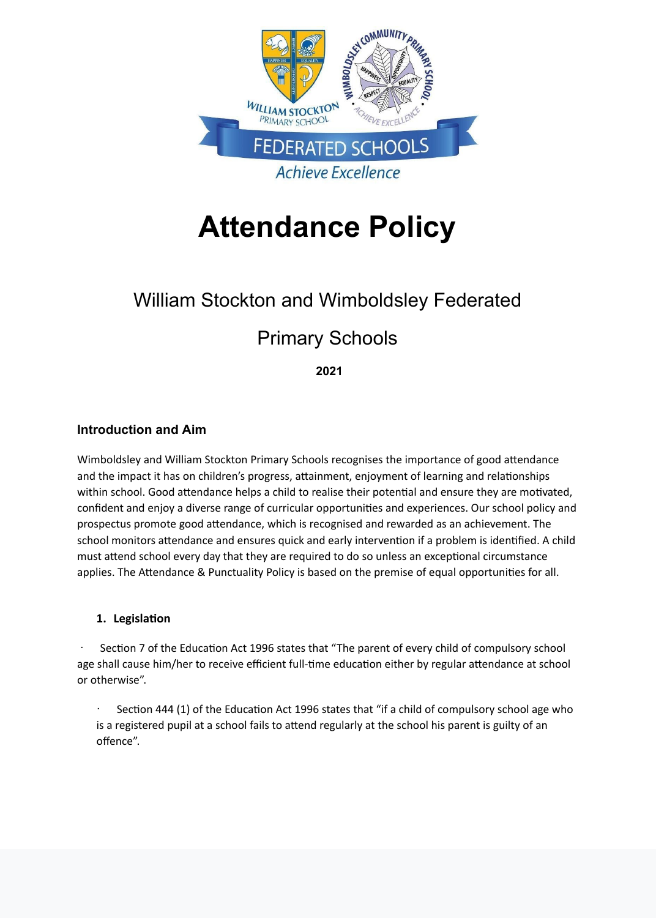# Attendance Policy

## William Stockton and Wimboldsley Federated Primary Schools

**2021**

### Introduction and Aim

Wimboldsley and William Stockton Primary Schools recognises the importance of good attendance and the impact it has on children's progress, attainment, enjoyment of learning and relationships within school. Good attendance helps a child to realise their potential and ensure they are motivated, confident and enjoy a diverse range of curricular opportunities and experiences. Our school policy and prospectus promote good attendance, which is recognised and rewarded as an achievement. The school monitors attendance and ensures quick and early intervention if a problem is identified. A child must attend school every day that they are required to do so unless an exceptional circumstance applies. The Attendance & Punctuality Policy is based on the premise of equal opportunities for all.

**1. Legislation**

- Section 7 of the Education Act 1996 states that "The parent of every child of compulsory school age shall cause him/her to receive efficient full-time education either by regular attendance at school or otherwise".

- Section 444 (1) of the Education Act 1996 states that "if a child of compulsory school age who is a registered pupil at a school fails to attend regularly at the school his parent is guilty of an offence".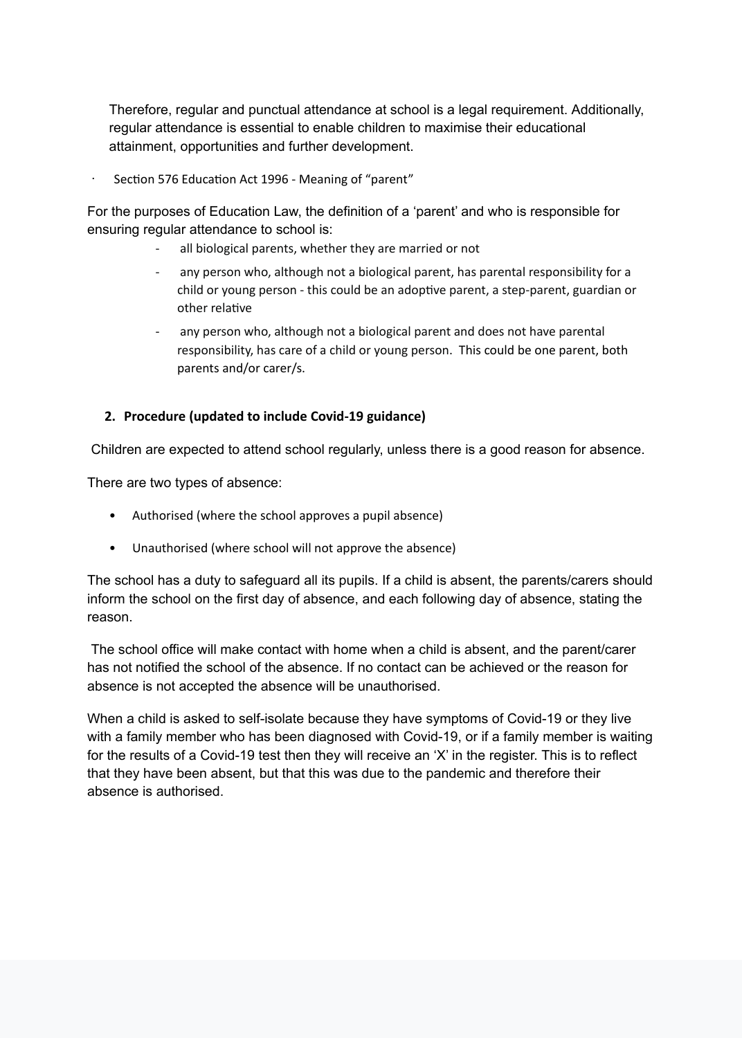Therefore, regular and punctual attendance at school is a legal requirement. Additionally, regular attendance is essential to enable children to maximise their educational attainment, opportunities and further development.

- Section 576 Education Act 1996 - Meaning of "parent"

For the purposes of Education Law, the definition of a 'parent' and who is responsible for ensuring regular attendance to school is:

- all biological parents, whether they are married or not
- any person who, although not a biological parent, has parental responsibility for a child or young person - this could be an adoptive parent, a step-parent, guardian or other relative
- any person who, although not a biological parent and does not have parental responsibility, has care of a child or young person. This could be one parent, both parents and/or carer/s.

## 2. Procedure (updated to include Covid-19 guidance)

Children are expected to attend school regularly, unless there is a good reason for absence.

There are two types of absence:

- Authorised (where the school approves a pupil absence)
- Unauthorised (where school will not approve the absence)

The school has a duty to safeguard all its pupils. If a child is absent, the parents/carers should inform the school on the first day of absence, and each following day of absence, stating the reason.

The school office will make contact with home when a child is absent, and the parent/carer has not notified the school of the absence. If no contact can be achieved or the reason for absence is not accepted the absence will be unauthorised.

When a child is asked to self-isolate because they have symptoms of Covid-19 or they live with a family member who has been diagnosed with Covid-19, or if a family member is waiting for the results of a Covid-19 test then they will receive an 'X' in the register. This is to reflect that they have been absent, but that this was due to the pandemic and therefore their absence is authorised.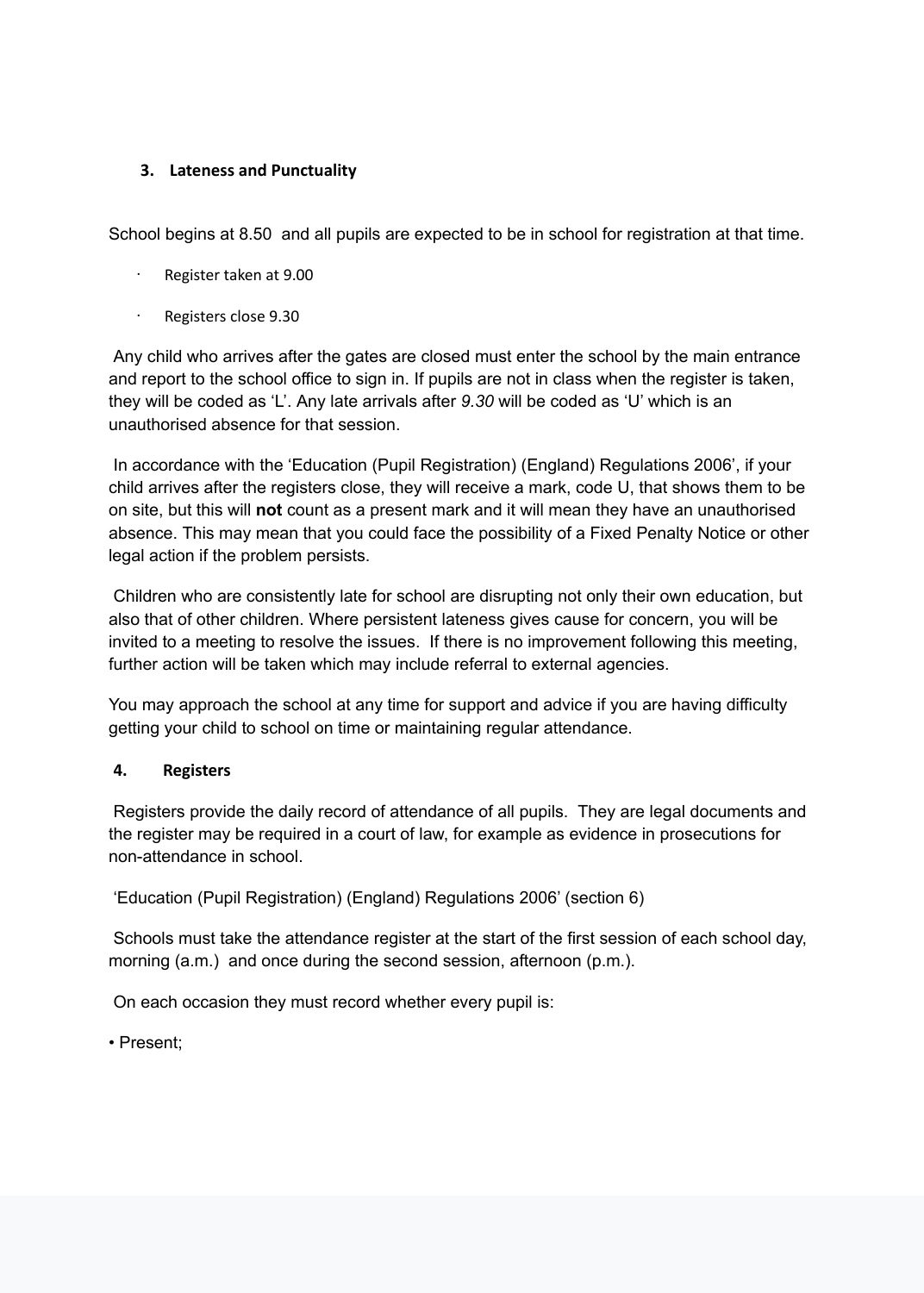### 3. Lateness and Punctuality

School begins at 8.50  and all pupils are expected to be in school for registration at that time.

- Register taken at 9.00
- Registers close 9.30

Any child who arrives after the gates are closed must enter the school by the main entrance and report to the school office to sign in. If pupils are not in class when the register is taken, they will be coded as 'L'. Any late arrivals after *9.30* will be coded as 'U' which is an unauthorised absence for that session.

In accordance with the 'Education (Pupil Registration) (England) Regulations 2006', if your child arrives after the registers close, they will receive a mark, code U, that shows them to be on site, but this will **not** count as a present mark and it will mean they have an unauthorised absence. This may mean that you could face the possibility of a Fixed Penalty Notice or other legal action if the problem persists.

Children who are consistently late for school are disrupting not only their own education, but also that of other children. Where persistent lateness gives cause for concern, you will be invited to a meeting to resolve the issues.  If there is no improvement following this meeting, further action will be taken which may include referral to external agencies.

You may approach the school at any time for support and advice if you are having difficulty getting your child to school on time or maintaining regular attendance.

### 4. Registers

Registers provide the daily record of attendance of all pupils.  They are legal documents and the register may be required in a court of law, for example as evidence in prosecutions for non-attendance in school.

'Education (Pupil Registration) (England) Regulations 2006' (section 6)

Schools must take the attendance register at the start of the first session of each school day, morning (a.m.)  and once during the second session, afternoon (p.m.).

On each occasion they must record whether every pupil is:

- Present;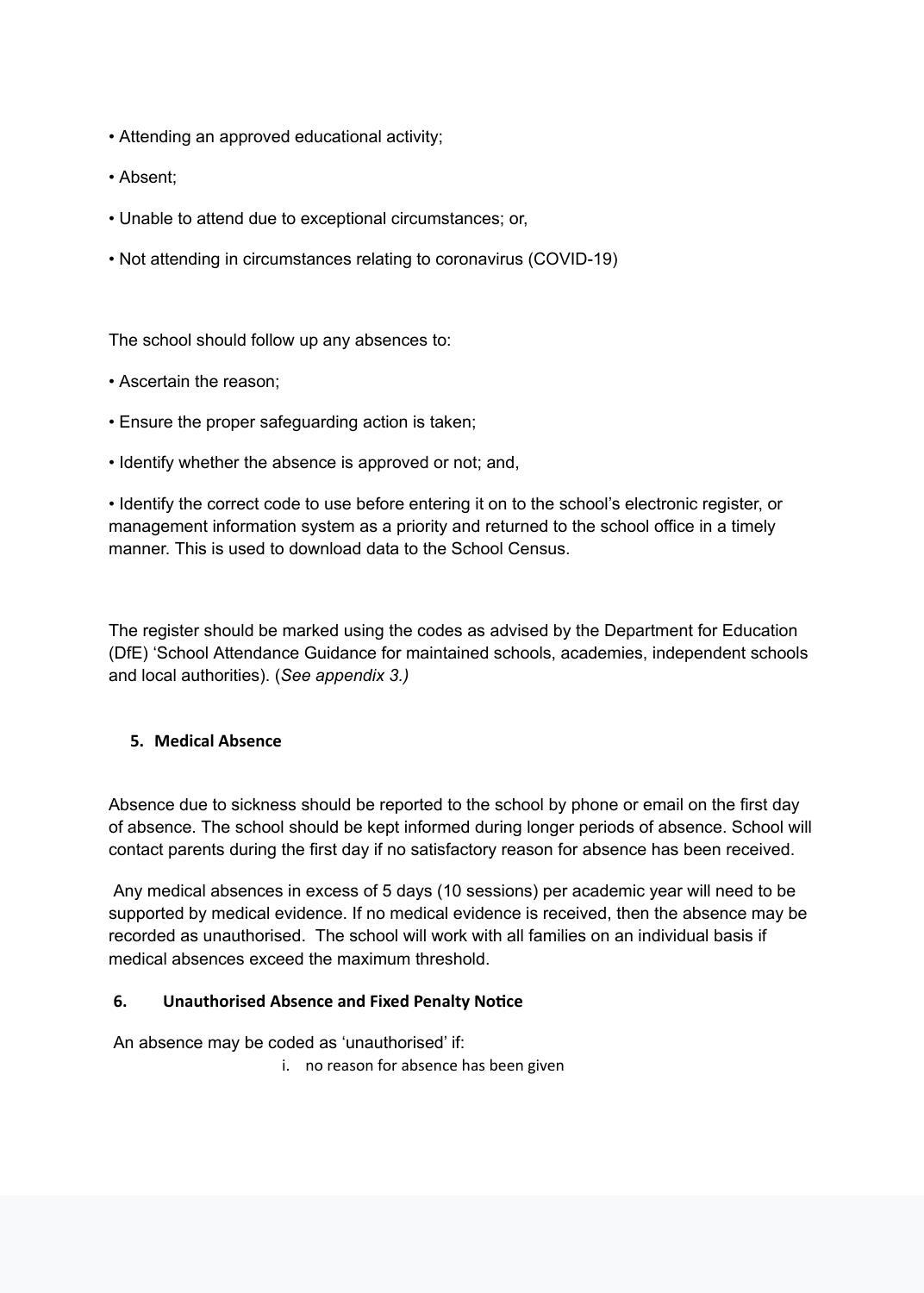- Attending an approved educational activity;
- Absent;
- Unable to attend due to exceptional circumstances; or,
- Not attending in circumstances relating to coronavirus (COVID-19)

The school should follow up any absences to:

- Ascertain the reason;
- Ensure the proper safeguarding action is taken;
- Identify whether the absence is approved or not; and,
- Identify the correct code to use before entering it on to the school's electronic register, or management information system as a priority and returned to the school office in a timely manner. This is used to download data to the School Census.

The register should be marked using the codes as advised by the Department for Education (DfE) 'School Attendance Guidance for maintained schools, academies, independent schools and local authorities). (*See appendix 3.)*

## 5. Medical Absence

Absence due to sickness should be reported to the school by phone or email on the first day of absence. The school should be kept informed during longer periods of absence. School will contact parents during the first day if no satisfactory reason for absence has been received.

Any medical absences in excess of 5 days (10 sessions) per academic year will need to be supported by medical evidence. If no medical evidence is received, then the absence may be recorded as unauthorised. The school will work with all families on an individual basis if medical absences exceed the maximum threshold.

## 6. Unauthorised Absence and Fixed Penalty Notice

An absence may be coded as 'unauthorised' if:

i. no reason for absence has been given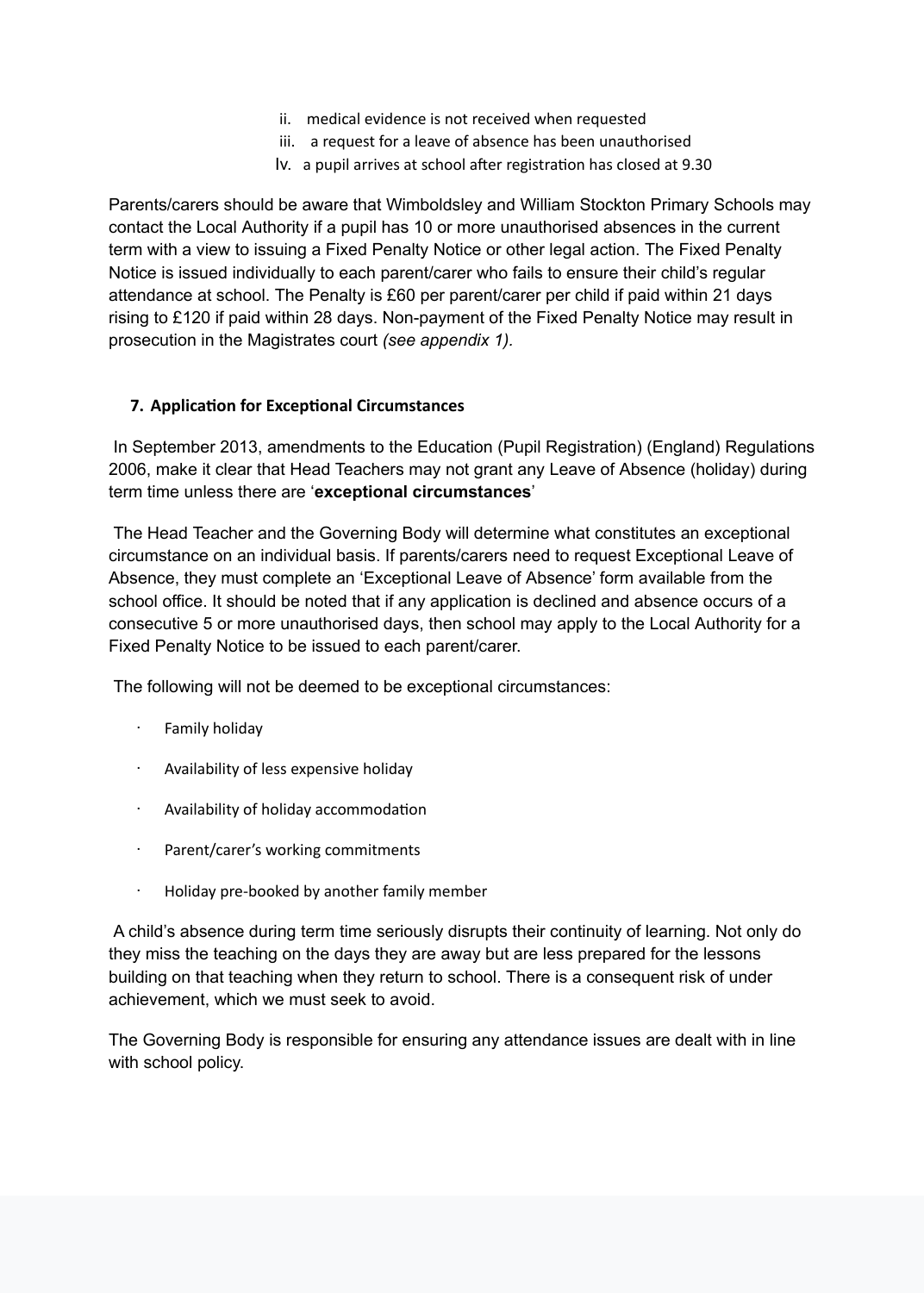ii. medical evidence is not received when requested
iii. a request for a leave of absence has been unauthorised
Iv. a pupil arrives at school after registration has closed at 9.30

Parents/carers should be aware that Wimboldsley and William Stockton Primary Schools may contact the Local Authority if a pupil has 10 or more unauthorised absences in the current term with a view to issuing a Fixed Penalty Notice or other legal action. The Fixed Penalty Notice is issued individually to each parent/carer who fails to ensure their child's regular attendance at school. The Penalty is £60 per parent/carer per child if paid within 21 days rising to £120 if paid within 28 days. Non-payment of the Fixed Penalty Notice may result in prosecution in the Magistrates court *(see appendix 1).*

## 7. Application for Exceptional Circumstances

In September 2013, amendments to the Education (Pupil Registration) (England) Regulations 2006, make it clear that Head Teachers may not grant any Leave of Absence (holiday) during term time unless there are '**exceptional circumstances**'

The Head Teacher and the Governing Body will determine what constitutes an exceptional circumstance on an individual basis. If parents/carers need to request Exceptional Leave of Absence, they must complete an 'Exceptional Leave of Absence' form available from the school office. It should be noted that if any application is declined and absence occurs of a consecutive 5 or more unauthorised days, then school may apply to the Local Authority for a Fixed Penalty Notice to be issued to each parent/carer.

The following will not be deemed to be exceptional circumstances:

- Family holiday
- Availability of less expensive holiday
- Availability of holiday accommodation
- Parent/carer's working commitments
- Holiday pre-booked by another family member

A child's absence during term time seriously disrupts their continuity of learning. Not only do they miss the teaching on the days they are away but are less prepared for the lessons building on that teaching when they return to school. There is a consequent risk of under achievement, which we must seek to avoid.

The Governing Body is responsible for ensuring any attendance issues are dealt with in line with school policy.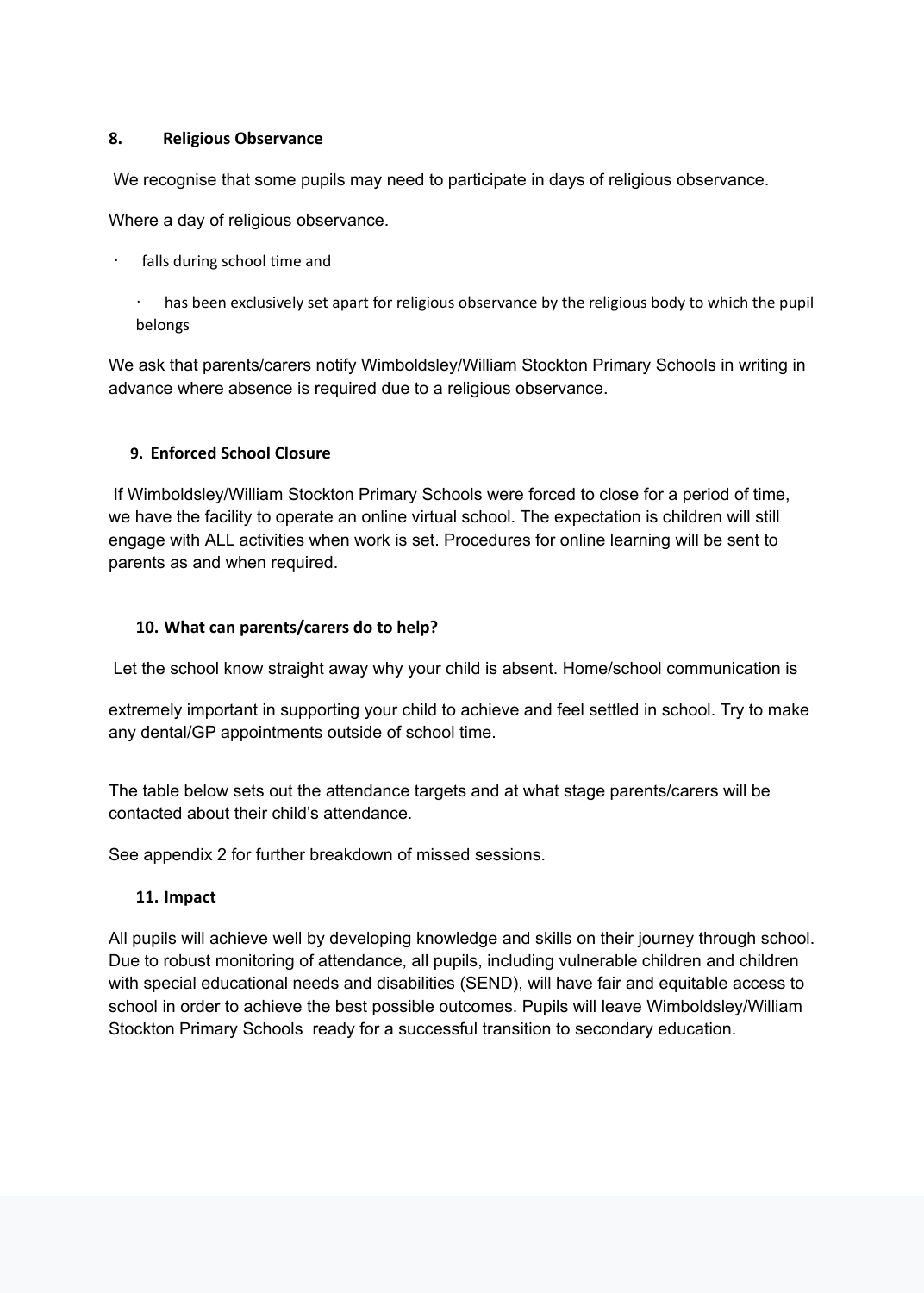## 8. Religious Observance

We recognise that some pupils may need to participate in days of religious observance.

Where a day of religious observance.

- falls during school time and
- has been exclusively set apart for religious observance by the religious body to which the pupil belongs

We ask that parents/carers notify Wimboldsley/William Stockton Primary Schools in writing in advance where absence is required due to a religious observance.

## 9. Enforced School Closure

If Wimboldsley/William Stockton Primary Schools were forced to close for a period of time, we have the facility to operate an online virtual school. The expectation is children will still engage with ALL activities when work is set. Procedures for online learning will be sent to parents as and when required.

## 10. What can parents/carers do to help?

Let the school know straight away why your child is absent. Home/school communication is

extremely important in supporting your child to achieve and feel settled in school. Try to make any dental/GP appointments outside of school time.

The table below sets out the attendance targets and at what stage parents/carers will be contacted about their child's attendance.

See appendix 2 for further breakdown of missed sessions.

## 11. Impact

All pupils will achieve well by developing knowledge and skills on their journey through school. Due to robust monitoring of attendance, all pupils, including vulnerable children and children with special educational needs and disabilities (SEND), will have fair and equitable access to school in order to achieve the best possible outcomes. Pupils will leave Wimboldsley/William Stockton Primary Schools ready for a successful transition to secondary education.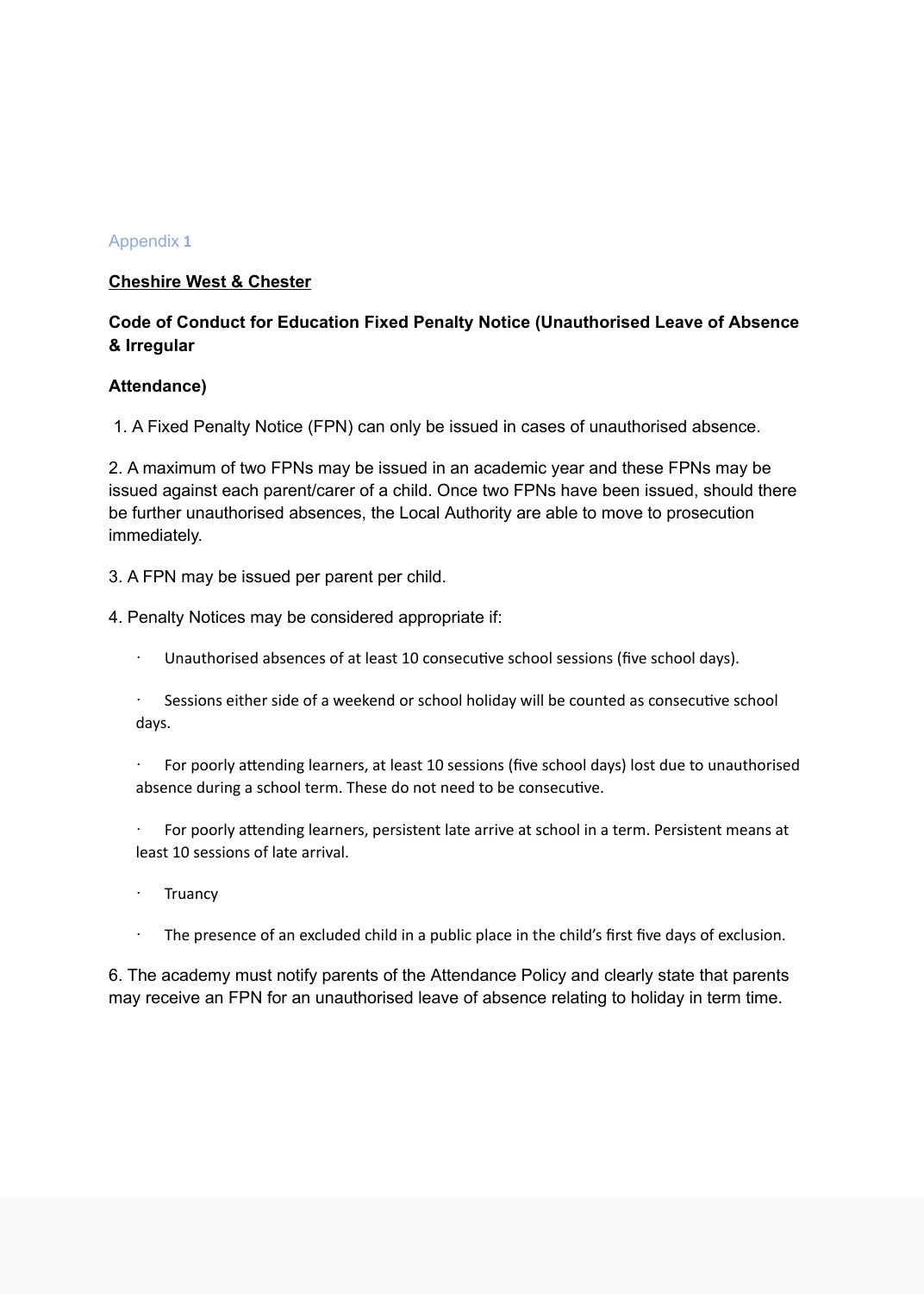Appendix 1

**Cheshire West & Chester**

**Code of Conduct for Education Fixed Penalty Notice (Unauthorised Leave of Absence & Irregular**

**Attendance)**

1. A Fixed Penalty Notice (FPN) can only be issued in cases of unauthorised absence.

2. A maximum of two FPNs may be issued in an academic year and these FPNs may be issued against each parent/carer of a child. Once two FPNs have been issued, should there be further unauthorised absences, the Local Authority are able to move to prosecution immediately.

3. A FPN may be issued per parent per child.

4. Penalty Notices may be considered appropriate if:

- Unauthorised absences of at least 10 consecutive school sessions (five school days).
- Sessions either side of a weekend or school holiday will be counted as consecutive school days.
- For poorly attending learners, at least 10 sessions (five school days) lost due to unauthorised absence during a school term. These do not need to be consecutive.
- For poorly attending learners, persistent late arrive at school in a term. Persistent means at least 10 sessions of late arrival.
- Truancy
- The presence of an excluded child in a public place in the child's first five days of exclusion.

6. The academy must notify parents of the Attendance Policy and clearly state that parents may receive an FPN for an unauthorised leave of absence relating to holiday in term time.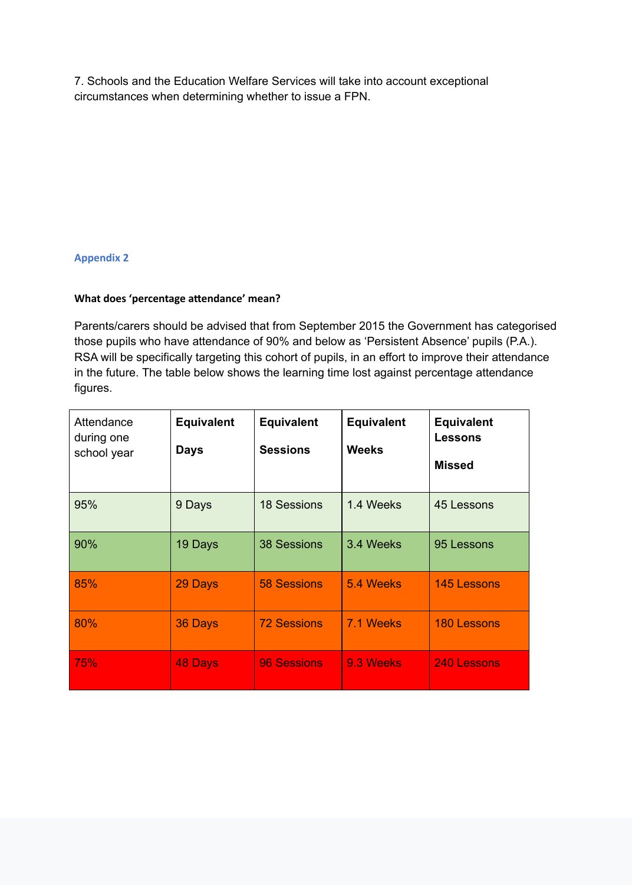7. Schools and the Education Welfare Services will take into account exceptional circumstances when determining whether to issue a FPN.

## Appendix 2

**What does 'percentage attendance' mean?**

Parents/carers should be advised that from September 2015 the Government has categorised those pupils who have attendance of 90% and below as 'Persistent Absence' pupils (P.A.). RSA will be specifically targeting this cohort of pupils, in an effort to improve their attendance in the future. The table below shows the learning time lost against percentage attendance figures.

| Attendance during one school year | **Equivalent Days** | **Equivalent Sessions** | **Equivalent Weeks** | **Equivalent Lessons Missed** |
|---|---|---|---|---|
| 95% | 9 Days | 18 Sessions | 1.4 Weeks | 45 Lessons |
| 90% | 19 Days | 38 Sessions | 3.4 Weeks | 95 Lessons |
| 85% | 29 Days | 58 Sessions | 5.4 Weeks | 145 Lessons |
| 80% | 36 Days | 72 Sessions | 7.1 Weeks | 180 Lessons |
| 75% | 48 Days | 96 Sessions | 9.3 Weeks | 240 Lessons |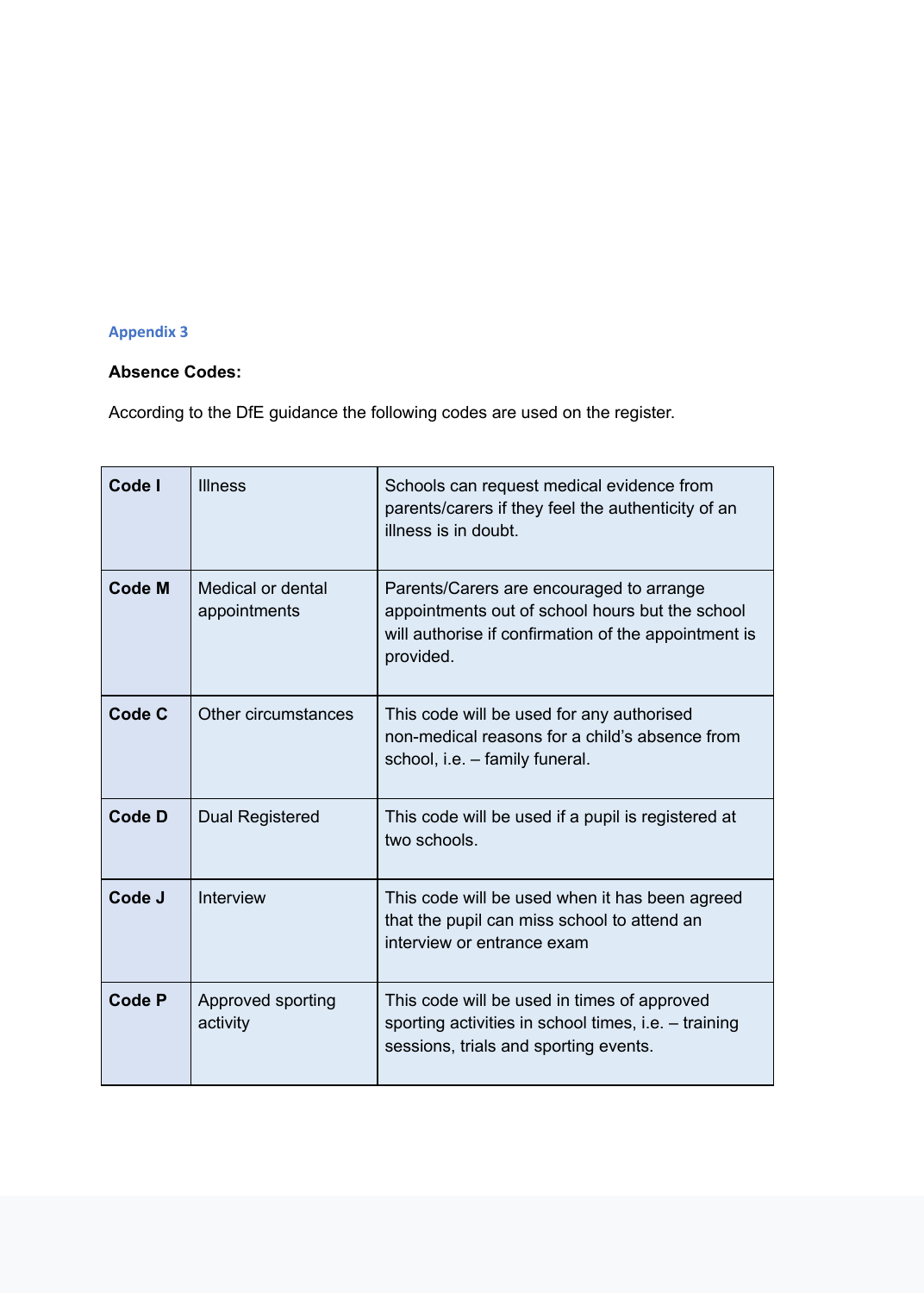### Appendix 3

**Absence Codes:**

According to the DfE guidance the following codes are used on the register.

| | | |
|---|---|---|
| **Code I** | Illness | Schools can request medical evidence from parents/carers if they feel the authenticity of an illness is in doubt. |
| **Code M** | Medical or dental appointments | Parents/Carers are encouraged to arrange appointments out of school hours but the school will authorise if confirmation of the appointment is provided. |
| **Code C** | Other circumstances | This code will be used for any authorised non-medical reasons for a child's absence from school, i.e. – family funeral. |
| **Code D** | Dual Registered | This code will be used if a pupil is registered at two schools. |
| **Code J** | Interview | This code will be used when it has been agreed that the pupil can miss school to attend an interview or entrance exam |
| **Code P** | Approved sporting activity | This code will be used in times of approved sporting activities in school times, i.e. – training sessions, trials and sporting events. |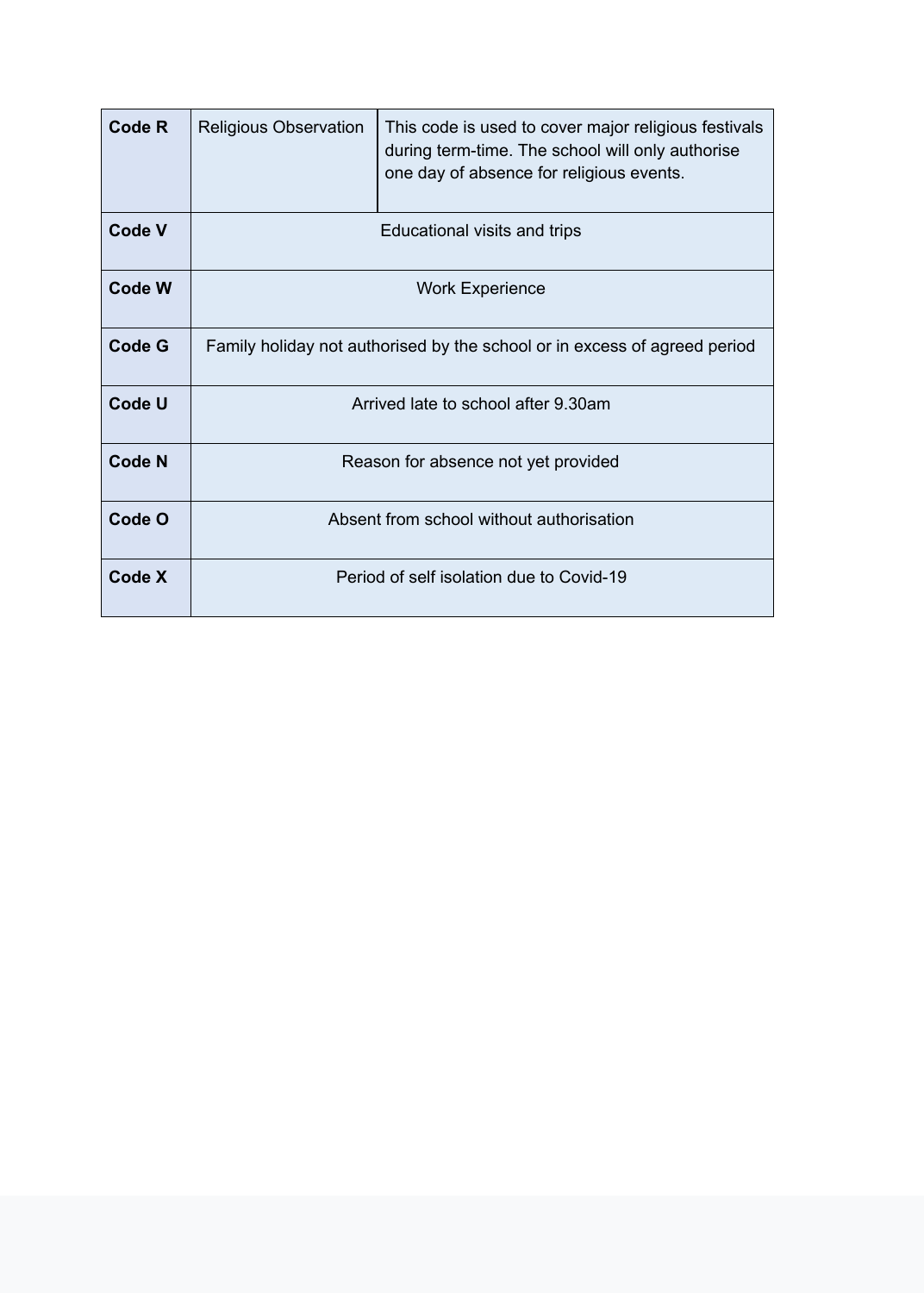| | | |
|---|---|---|
| **Code R** | Religious Observation | This code is used to cover major religious festivals during term-time. The school will only authorise one day of absence for religious events. |
| **Code V** | Educational visits and trips | |
| **Code W** | Work Experience | |
| **Code G** | Family holiday not authorised by the school or in excess of agreed period | |
| **Code U** | Arrived late to school after 9.30am | |
| **Code N** | Reason for absence not yet provided | |
| **Code O** | Absent from school without authorisation | |
| **Code X** | Period of self isolation due to Covid-19 | |